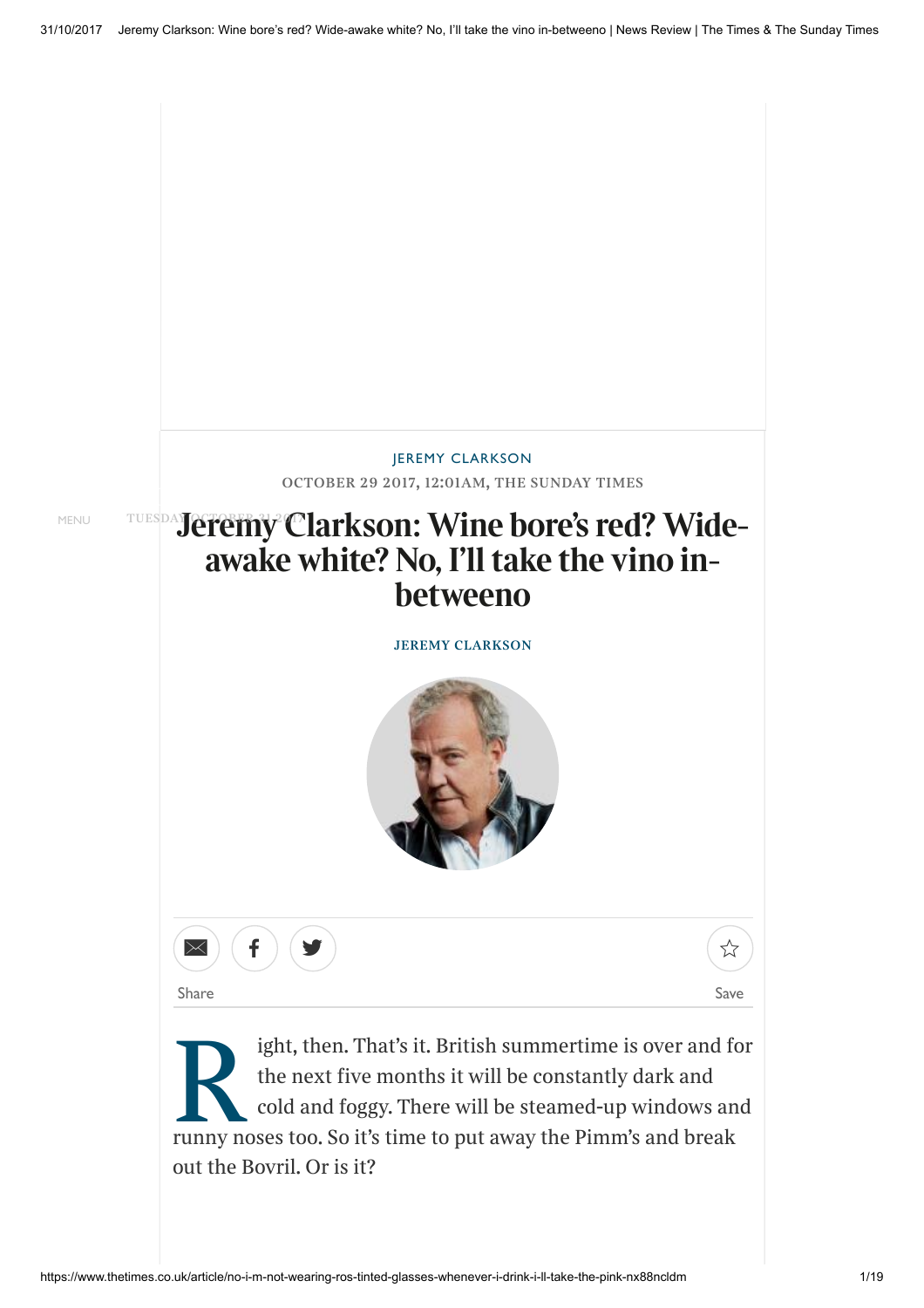JEREMY CLARKSON

OCTOBER 29 2017, 12:01AM, THE SUNDAY TIMES

# Jeremy Clarkson: Wine bore's red? Wide-awake white? No, I'll take the vino in-betweeno

JEREMY CLARKSON

Share

Save

Right, then. That's it. British summertime is over and for the next five months it will be constantly dark and cold and foggy. There will be steamed-up windows and runny noses too. So it's time to put away the Pimm's and break out the Bovril. Or is it?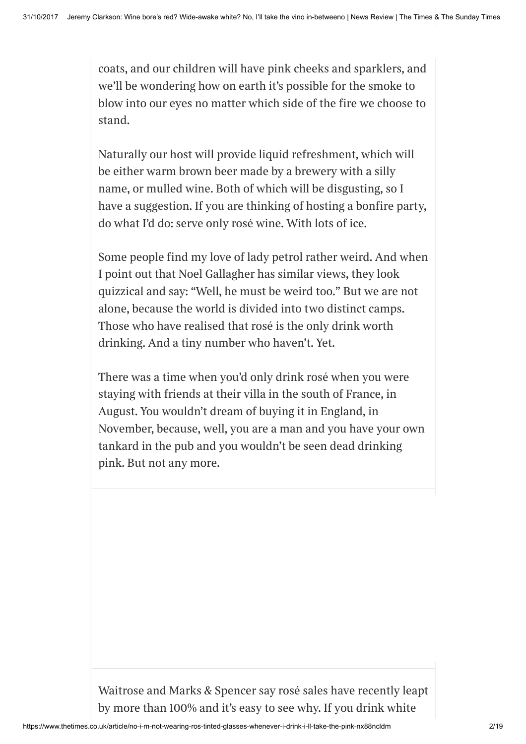coats, and our children will have pink cheeks and sparklers, and we'll be wondering how on earth it's possible for the smoke to blow into our eyes no matter which side of the fire we choose to stand.

Naturally our host will provide liquid refreshment, which will be either warm brown beer made by a brewery with a silly name, or mulled wine. Both of which will be disgusting, so I have a suggestion. If you are thinking of hosting a bonfire party, do what I'd do: serve only rosé wine. With lots of ice.

Some people find my love of lady petrol rather weird. And when I point out that Noel Gallagher has similar views, they look quizzical and say: "Well, he must be weird too." But we are not alone, because the world is divided into two distinct camps. Those who have realised that rosé is the only drink worth drinking. And a tiny number who haven't. Yet.

There was a time when you'd only drink rosé when you were staying with friends at their villa in the south of France, in August. You wouldn't dream of buying it in England, in November, because, well, you are a man and you have your own tankard in the pub and you wouldn't be seen dead drinking pink. But not any more.

Waitrose and Marks & Spencer say rosé sales have recently leapt by more than 100% and it's easy to see why. If you drink white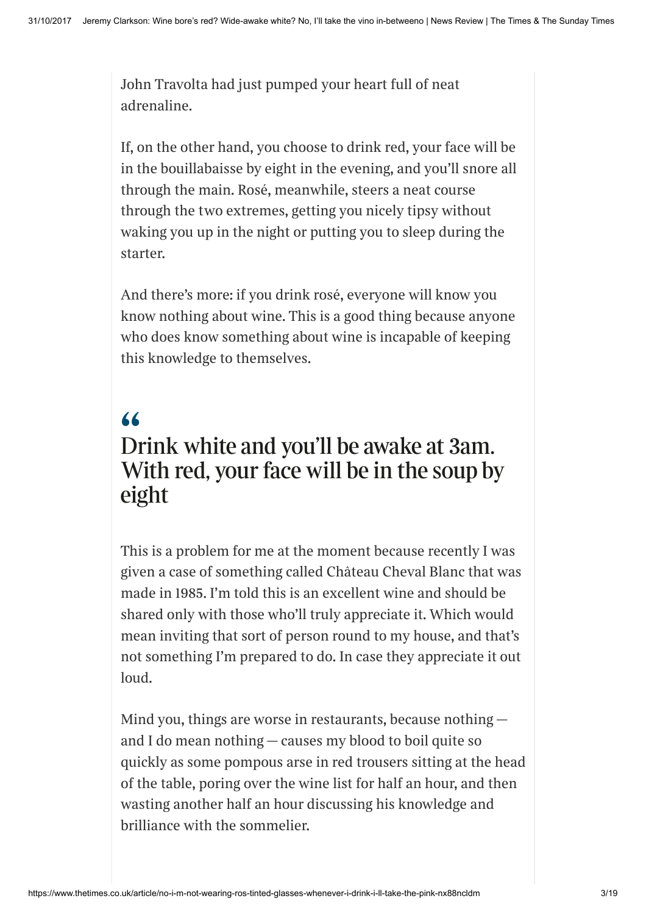John Travolta had just pumped your heart full of neat adrenaline.

If, on the other hand, you choose to drink red, your face will be in the bouillabaisse by eight in the evening, and you'll snore all through the main. Rosé, meanwhile, steers a neat course through the two extremes, getting you nicely tipsy without waking you up in the night or putting you to sleep during the starter.

And there's more: if you drink rosé, everyone will know you know nothing about wine. This is a good thing because anyone who does know something about wine is incapable of keeping this knowledge to themselves.

> “
> ## Drink white and you'll be awake at 3am. With red, your face will be in the soup by eight

This is a problem for me at the moment because recently I was given a case of something called Château Cheval Blanc that was made in 1985. I'm told this is an excellent wine and should be shared only with those who'll truly appreciate it. Which would mean inviting that sort of person round to my house, and that's not something I'm prepared to do. In case they appreciate it out loud.

Mind you, things are worse in restaurants, because nothing — and I do mean nothing — causes my blood to boil quite so quickly as some pompous arse in red trousers sitting at the head of the table, poring over the wine list for half an hour, and then wasting another half an hour discussing his knowledge and brilliance with the sommelier.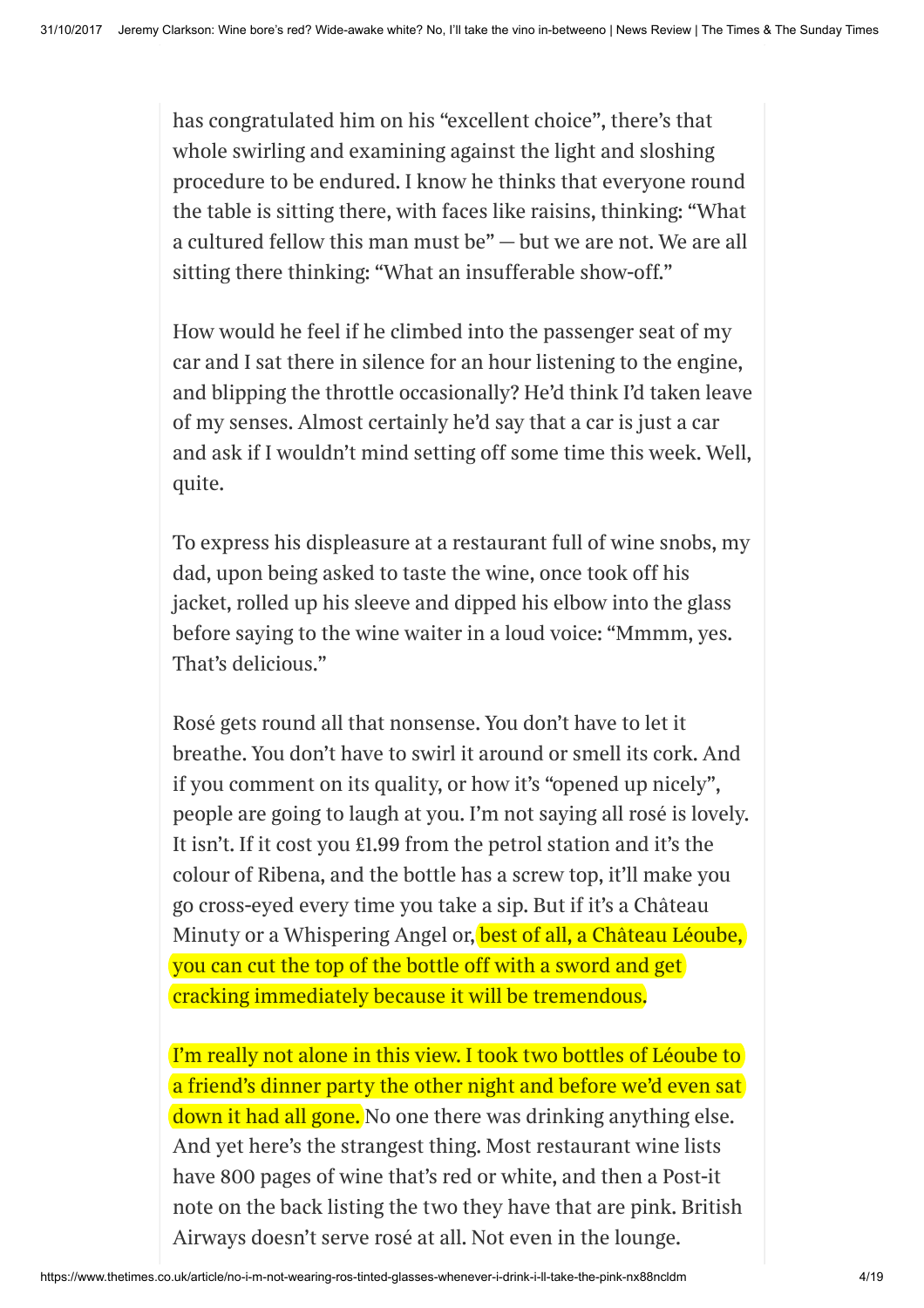has congratulated him on his "excellent choice", there's that whole swirling and examining against the light and sloshing procedure to be endured. I know he thinks that everyone round the table is sitting there, with faces like raisins, thinking: "What a cultured fellow this man must be" — but we are not. We are all sitting there thinking: "What an insufferable show-off."

How would he feel if he climbed into the passenger seat of my car and I sat there in silence for an hour listening to the engine, and blipping the throttle occasionally? He'd think I'd taken leave of my senses. Almost certainly he'd say that a car is just a car and ask if I wouldn't mind setting off some time this week. Well, quite.

To express his displeasure at a restaurant full of wine snobs, my dad, upon being asked to taste the wine, once took off his jacket, rolled up his sleeve and dipped his elbow into the glass before saying to the wine waiter in a loud voice: "Mmmm, yes. That's delicious."

Rosé gets round all that nonsense. You don't have to let it breathe. You don't have to swirl it around or smell its cork. And if you comment on its quality, or how it's "opened up nicely", people are going to laugh at you. I'm not saying all rosé is lovely. It isn't. If it cost you £1.99 from the petrol station and it's the colour of Ribena, and the bottle has a screw top, it'll make you go cross-eyed every time you take a sip. But if it's a Château Minuty or a Whispering Angel or, best of all, a Château Léoube, you can cut the top of the bottle off with a sword and get cracking immediately because it will be tremendous.

I'm really not alone in this view. I took two bottles of Léoube to a friend's dinner party the other night and before we'd even sat down it had all gone. No one there was drinking anything else. And yet here's the strangest thing. Most restaurant wine lists have 800 pages of wine that's red or white, and then a Post-it note on the back listing the two they have that are pink. British Airways doesn't serve rosé at all. Not even in the lounge.